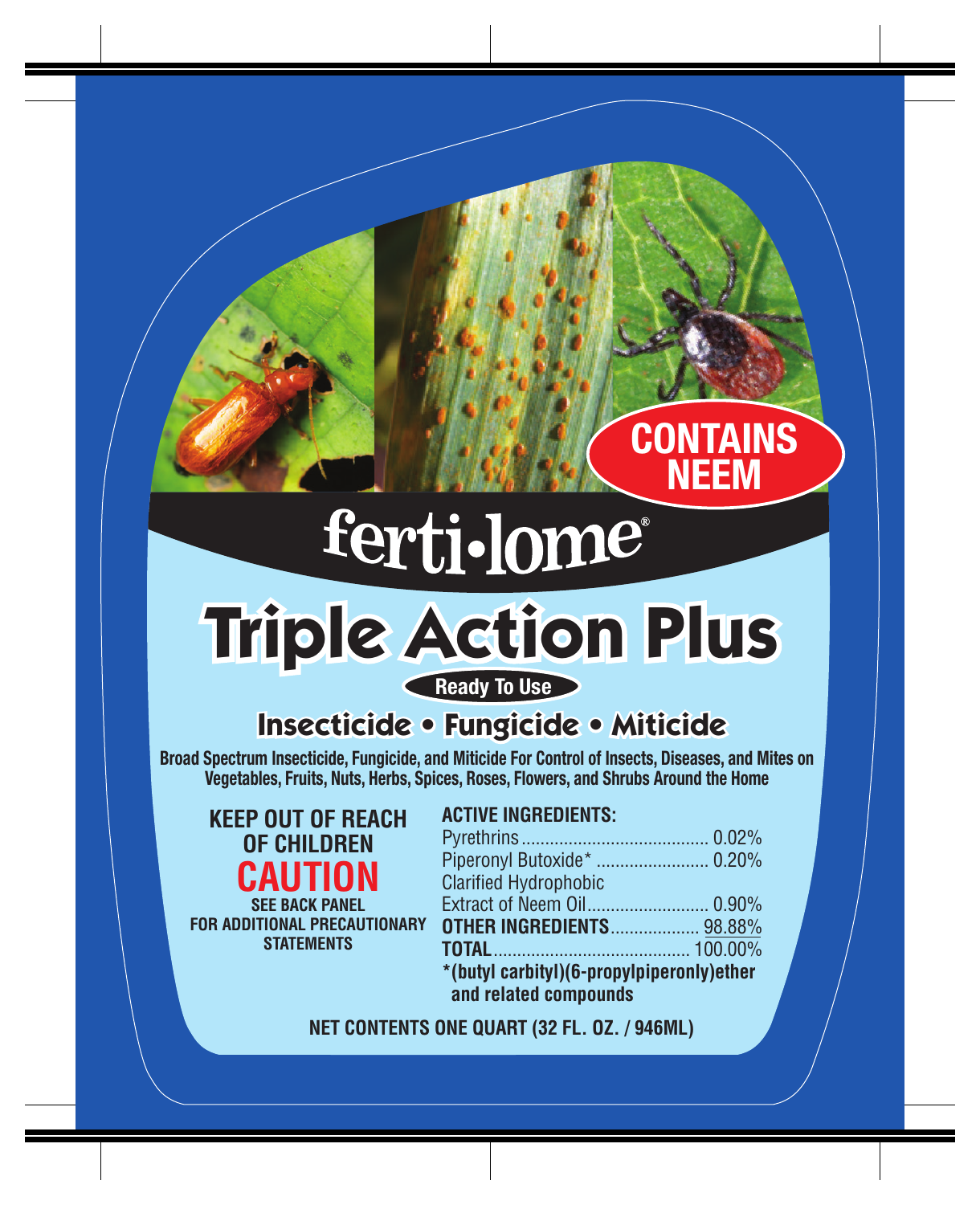**CONTAINS NEEM**

# ferti·lome®

# Triple Action Plus

**Ready To Use**

## Insecticide • Fungicide • Miticide

**Broad Spectrum Insecticide, Fungicide, and Miticide For Control of Insects, Diseases, and Mites on Vegetables, Fruits, Nuts, Herbs, Spices, Roses, Flowers, and Shrubs Around the Home**

**KEEP OUT OF REACH OF CHILDREN**

**CAUTION**

**SEE BACK PANEL FOR ADDITIONAL PRECAUTIONARY STATEMENTS**

**ACTIVE INGREDIENTS:**

| | |
|---|---|
| Pyrethrins | 0.02% |
| Piperonyl Butoxide* | 0.20% |
| Clarified Hydrophobic Extract of Neem Oil | 0.90% |
| **OTHER INGREDIENTS** | 98.88% |
| **TOTAL** | 100.00% |

**\*(butyl carbityl)(6-propylpiperonly)ether and related compounds**

**NET CONTENTS ONE QUART (32 FL. OZ. / 946ML)**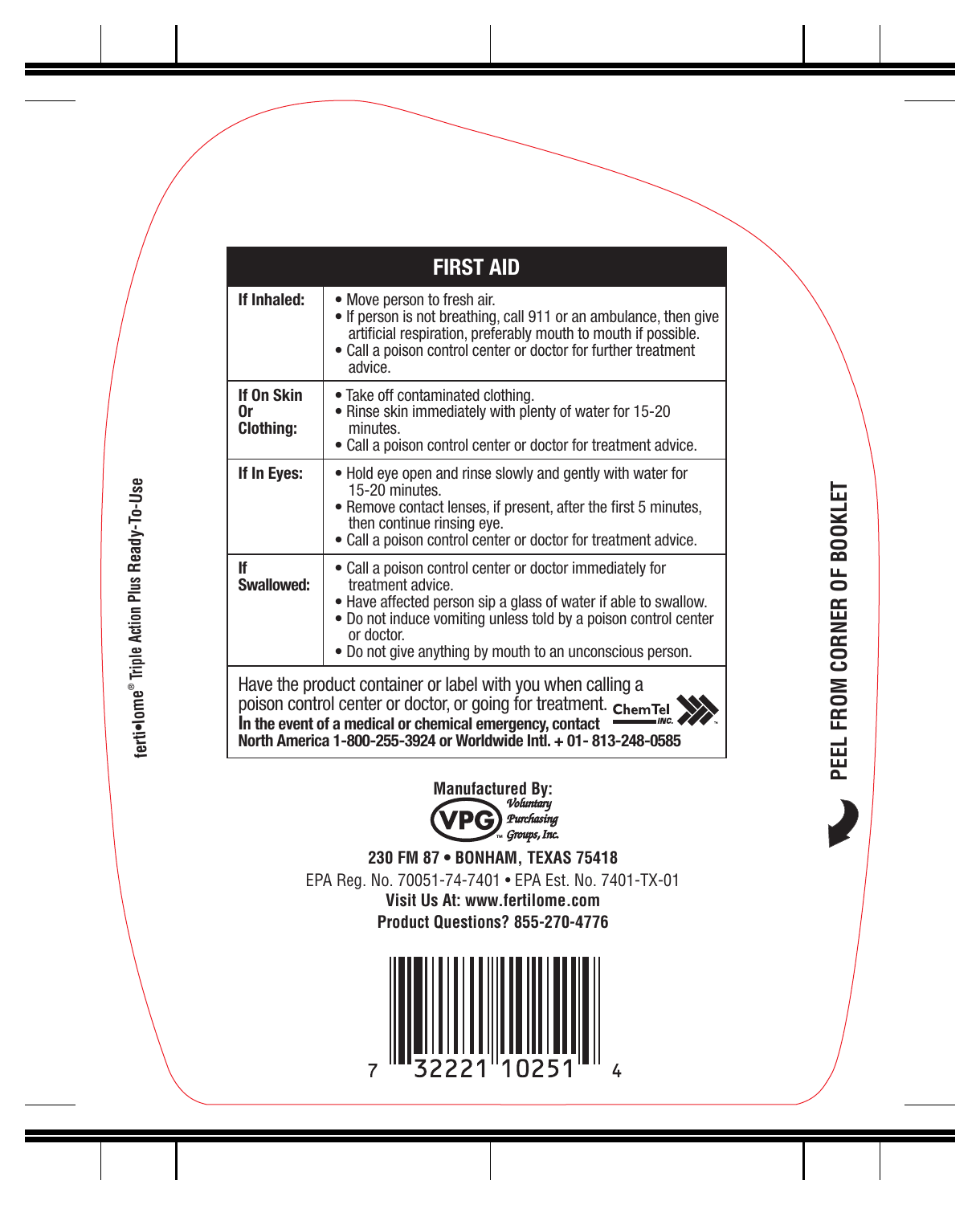fertiâ€¢lome® Triple Action Plus Ready-To-Use

## FIRST AID

| | |
|---|---|
| **If Inhaled:** | • Move person to fresh air. • If person is not breathing, call 911 or an ambulance, then give artificial respiration, preferably mouth to mouth if possible. • Call a poison control center or doctor for further treatment advice. |
| **If On Skin Or Clothing:** | • Take off contaminated clothing. • Rinse skin immediately with plenty of water for 15-20 minutes. • Call a poison control center or doctor for treatment advice. |
| **If In Eyes:** | • Hold eye open and rinse slowly and gently with water for 15-20 minutes. • Remove contact lenses, if present, after the first 5 minutes, then continue rinsing eye. • Call a poison control center or doctor for treatment advice. |
| **If Swallowed:** | • Call a poison control center or doctor immediately for treatment advice. • Have affected person sip a glass of water if able to swallow. • Do not induce vomiting unless told by a poison control center or doctor. • Do not give anything by mouth to an unconscious person. |

Have the product container or label with you when calling a poison control center or doctor, or going for treatment.
**In the event of a medical or chemical emergency, contact** ChemTel INC.
**North America 1-800-255-3924 or Worldwide Intl. + 01- 813-248-0585**

**Manufactured By:**
VPG Voluntary Purchasing Groups, Inc.

**230 FM 87 • BONHAM, TEXAS 75418**
EPA Reg. No. 70051-74-7401 • EPA Est. No. 7401-TX-01
**Visit Us At: www.fertilome.com**
**Product Questions? 855-270-4776**

7 32221 10251 4

**PEEL FROM CORNER OF BOOKLET**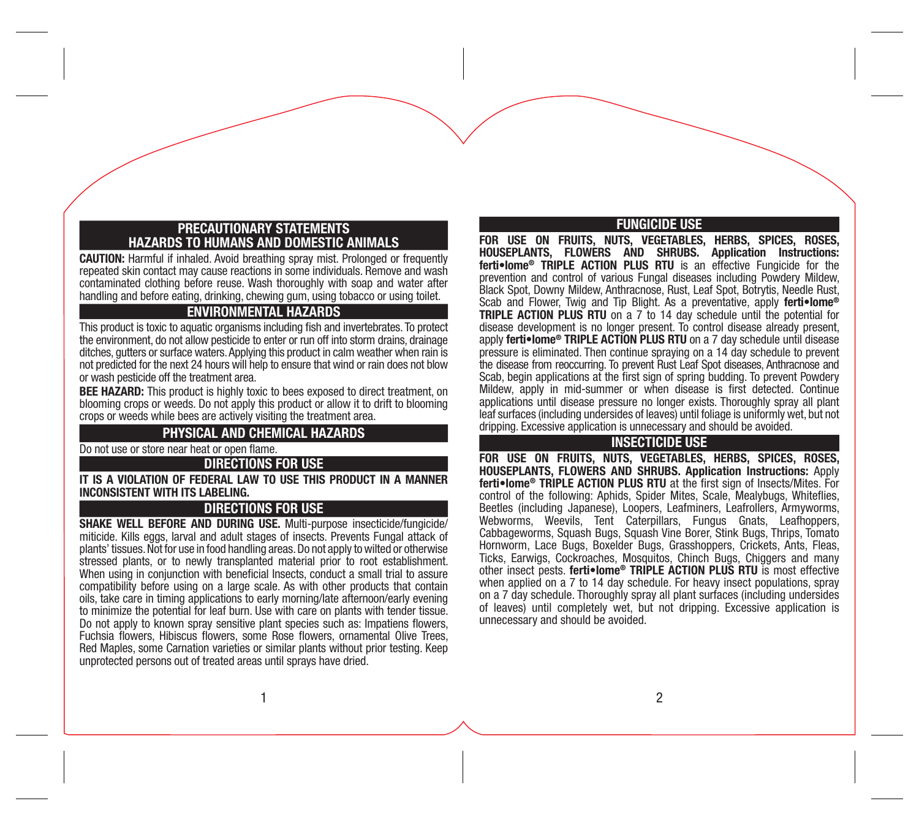## PRECAUTIONARY STATEMENTS
## HAZARDS TO HUMANS AND DOMESTIC ANIMALS

**CAUTION:** Harmful if inhaled. Avoid breathing spray mist. Prolonged or frequently repeated skin contact may cause reactions in some individuals. Remove and wash contaminated clothing before reuse. Wash thoroughly with soap and water after handling and before eating, drinking, chewing gum, using tobacco or using toilet.

## ENVIRONMENTAL HAZARDS

This product is toxic to aquatic organisms including fish and invertebrates. To protect the environment, do not allow pesticide to enter or run off into storm drains, drainage ditches, gutters or surface waters. Applying this product in calm weather when rain is not predicted for the next 24 hours will help to ensure that wind or rain does not blow or wash pesticide off the treatment area.

**BEE HAZARD:** This product is highly toxic to bees exposed to direct treatment, on blooming crops or weeds. Do not apply this product or allow it to drift to blooming crops or weeds while bees are actively visiting the treatment area.

## PHYSICAL AND CHEMICAL HAZARDS

Do not use or store near heat or open flame.

## DIRECTIONS FOR USE

**IT IS A VIOLATION OF FEDERAL LAW TO USE THIS PRODUCT IN A MANNER INCONSISTENT WITH ITS LABELING.**

## DIRECTIONS FOR USE

**SHAKE WELL BEFORE AND DURING USE.** Multi-purpose insecticide/fungicide/miticide. Kills eggs, larval and adult stages of insects. Prevents Fungal attack of plants' tissues. Not for use in food handling areas. Do not apply to wilted or otherwise stressed plants, or to newly transplanted material prior to root establishment. When using in conjunction with beneficial Insects, conduct a small trial to assure compatibility before using on a large scale. As with other products that contain oils, take care in timing applications to early morning/late afternoon/early evening to minimize the potential for leaf burn. Use with care on plants with tender tissue. Do not apply to known spray sensitive plant species such as: Impatiens flowers, Fuchsia flowers, Hibiscus flowers, some Rose flowers, ornamental Olive Trees, Red Maples, some Carnation varieties or similar plants without prior testing. Keep unprotected persons out of treated areas until sprays have dried.

## FUNGICIDE USE

**FOR USE ON FRUITS, NUTS, VEGETABLES, HERBS, SPICES, ROSES, HOUSEPLANTS, FLOWERS AND SHRUBS. Application Instructions: ferti•lome® TRIPLE ACTION PLUS RTU** is an effective Fungicide for the prevention and control of various Fungal diseases including Powdery Mildew, Black Spot, Downy Mildew, Anthracnose, Rust, Leaf Spot, Botrytis, Needle Rust, Scab and Flower, Twig and Tip Blight. As a preventative, apply **ferti•lome® TRIPLE ACTION PLUS RTU** on a 7 to 14 day schedule until the potential for disease development is no longer present. To control disease already present, apply **ferti•lome® TRIPLE ACTION PLUS RTU** on a 7 day schedule until disease pressure is eliminated. Then continue spraying on a 14 day schedule to prevent the disease from reoccurring. To prevent Rust Leaf Spot diseases, Anthracnose and Scab, begin applications at the first sign of spring budding. To prevent Powdery Mildew, apply in mid-summer or when disease is first detected. Continue applications until disease pressure no longer exists. Thoroughly spray all plant leaf surfaces (including undersides of leaves) until foliage is uniformly wet, but not dripping. Excessive application is unnecessary and should be avoided.

## INSECTICIDE USE

**FOR USE ON FRUITS, NUTS, VEGETABLES, HERBS, SPICES, ROSES, HOUSEPLANTS, FLOWERS AND SHRUBS. Application Instructions:** Apply **ferti•lome® TRIPLE ACTION PLUS RTU** at the first sign of Insects/Mites. For control of the following: Aphids, Spider Mites, Scale, Mealybugs, Whiteflies, Beetles (including Japanese), Loopers, Leafminers, Leafrollers, Armyworms, Webworms, Weevils, Tent Caterpillars, Fungus Gnats, Leafhoppers, Cabbageworms, Squash Bugs, Squash Vine Borer, Stink Bugs, Thrips, Tomato Hornworm, Lace Bugs, Boxelder Bugs, Grasshoppers, Crickets, Ants, Fleas, Ticks, Earwigs, Cockroaches, Mosquitos, Chinch Bugs, Chiggers and many other insect pests. **ferti•lome® TRIPLE ACTION PLUS RTU** is most effective when applied on a 7 to 14 day schedule. For heavy insect populations, spray on a 7 day schedule. Thoroughly spray all plant surfaces (including undersides of leaves) until completely wet, but not dripping. Excessive application is unnecessary and should be avoided.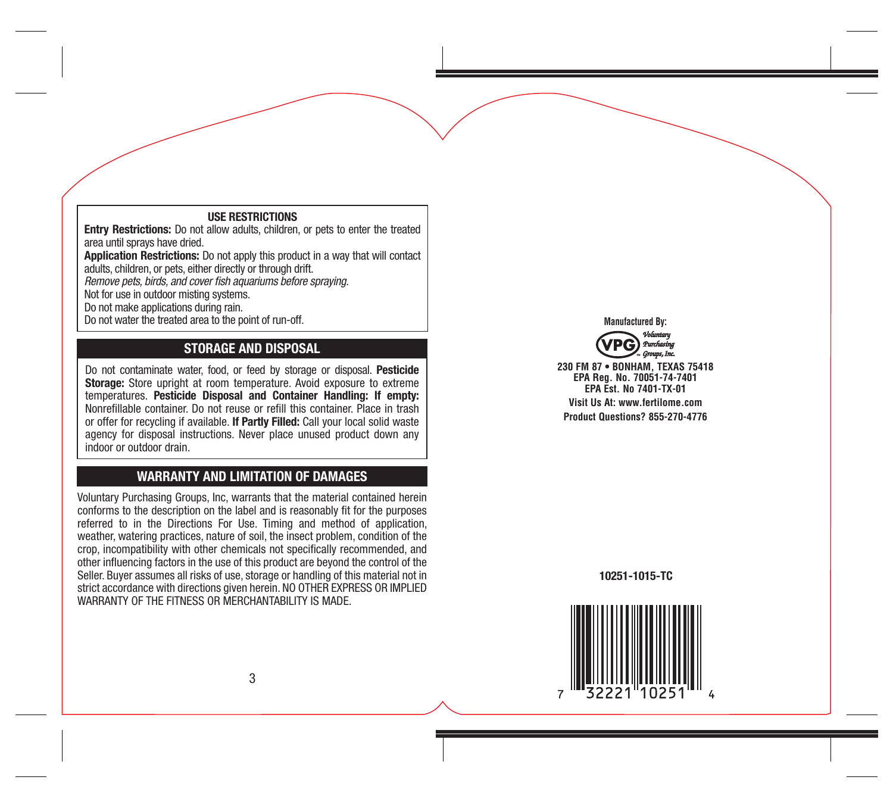## USE RESTRICTIONS

**Entry Restrictions:** Do not allow adults, children, or pets to enter the treated area until sprays have dried.

**Application Restrictions:** Do not apply this product in a way that will contact adults, children, or pets, either directly or through drift.

*Remove pets, birds, and cover fish aquariums before spraying.*

Not for use in outdoor misting systems.

Do not make applications during rain.

Do not water the treated area to the point of run-off.

## STORAGE AND DISPOSAL

Do not contaminate water, food, or feed by storage or disposal. **Pesticide Storage:** Store upright at room temperature. Avoid exposure to extreme temperatures. **Pesticide Disposal and Container Handling: If empty:** Nonrefillable container. Do not reuse or refill this container. Place in trash or offer for recycling if available. **If Partly Filled:** Call your local solid waste agency for disposal instructions. Never place unused product down any indoor or outdoor drain.

## WARRANTY AND LIMITATION OF DAMAGES

Voluntary Purchasing Groups, Inc, warrants that the material contained herein conforms to the description on the label and is reasonably fit for the purposes referred to in the Directions For Use. Timing and method of application, weather, watering practices, nature of soil, the insect problem, condition of the crop, incompatibility with other chemicals not specifically recommended, and other influencing factors in the use of this product are beyond the control of the Seller. Buyer assumes all risks of use, storage or handling of this material not in strict accordance with directions given herein. NO OTHER EXPRESS OR IMPLIED WARRANTY OF THE FITNESS OR MERCHANTABILITY IS MADE.

**Manufactured By:**

**VPG** *Voluntary Purchasing Groups, Inc.*

**230 FM 87 • BONHAM, TEXAS 75418**
**EPA Reg. No. 70051-74-7401**
**EPA Est. No 7401-TX-01**
**Visit Us At: www.fertilome.com**
**Product Questions? 855-270-4776**

**10251-1015-TC**

7 32221 10251 4